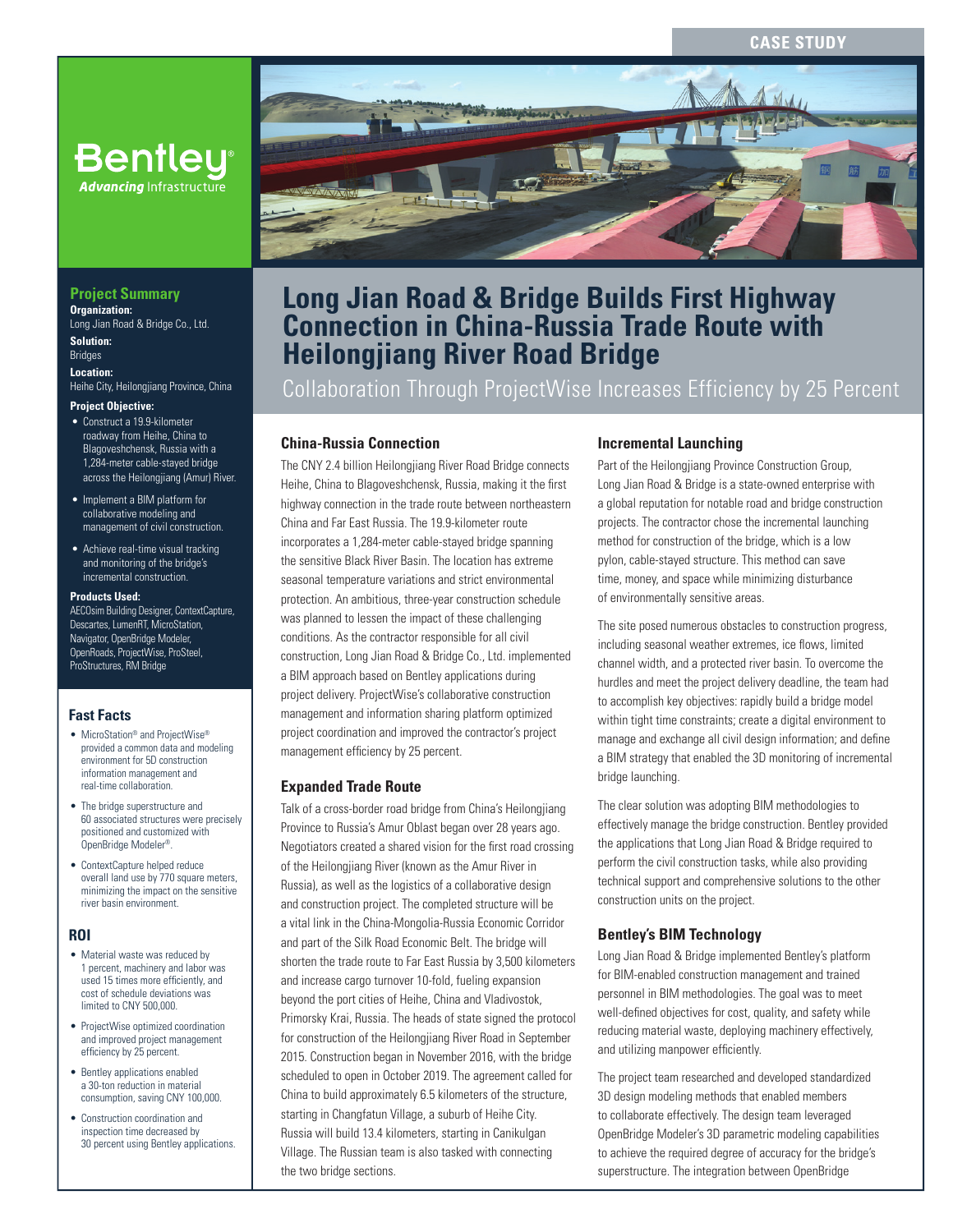CASE STUDY

# Long Jian Road & Bridge Builds First Highway Connection in China-Russia Trade Route with Heilongjiang River Road Bridge

## Collaboration Through ProjectWise Increases Efficiency by 25 Percent

### Project Summary

**Organization:**
Long Jian Road & Bridge Co., Ltd.

**Solution:**
Bridges

**Location:**
Heihe City, Heilongjiang Province, China

**Project Objective:**

- Construct a 19.9-kilometer roadway from Heihe, China to Blagoveshchensk, Russia with a 1,284-meter cable-stayed bridge across the Heilongjiang (Amur) River.
- Implement a BIM platform for collaborative modeling and management of civil construction.
- Achieve real-time visual tracking and monitoring of the bridge's incremental construction.

**Products Used:**
AECOsim Building Designer, ContextCapture, Descartes, LumenRT, MicroStation, Navigator, OpenBridge Modeler, OpenRoads, ProjectWise, ProSteel, ProStructures, RM Bridge

### Fast Facts

- MicroStation® and ProjectWise® provided a common data and modeling environment for 5D construction information management and real-time collaboration.
- The bridge superstructure and 60 associated structures were precisely positioned and customized with OpenBridge Modeler®.
- ContextCapture helped reduce overall land use by 770 square meters, minimizing the impact on the sensitive river basin environment.

### ROI

- Material waste was reduced by 1 percent, machinery and labor was used 15 times more efficiently, and cost of schedule deviations was limited to CNY 500,000.
- ProjectWise optimized coordination and improved project management efficiency by 25 percent.
- Bentley applications enabled a 30-ton reduction in material consumption, saving CNY 100,000.
- Construction coordination and inspection time decreased by 30 percent using Bentley applications.

### China-Russia Connection

The CNY 2.4 billion Heilongjiang River Road Bridge connects Heihe, China to Blagoveshchensk, Russia, making it the first highway connection in the trade route between northeastern China and Far East Russia. The 19.9-kilometer route incorporates a 1,284-meter cable-stayed bridge spanning the sensitive Black River Basin. The location has extreme seasonal temperature variations and strict environmental protection. An ambitious, three-year construction schedule was planned to lessen the impact of these challenging conditions. As the contractor responsible for all civil construction, Long Jian Road & Bridge Co., Ltd. implemented a BIM approach based on Bentley applications during project delivery. ProjectWise's collaborative construction management and information sharing platform optimized project coordination and improved the contractor's project management efficiency by 25 percent.

### Expanded Trade Route

Talk of a cross-border road bridge from China's Heilongjiang Province to Russia's Amur Oblast began over 28 years ago. Negotiators created a shared vision for the first road crossing of the Heilongjiang River (known as the Amur River in Russia), as well as the logistics of a collaborative design and construction project. The completed structure will be a vital link in the China-Mongolia-Russia Economic Corridor and part of the Silk Road Economic Belt. The bridge will shorten the trade route to Far East Russia by 3,500 kilometers and increase cargo turnover 10-fold, fueling expansion beyond the port cities of Heihe, China and Vladivostok, Primorsky Krai, Russia. The heads of state signed the protocol for construction of the Heilongjiang River Road in September 2015. Construction began in November 2016, with the bridge scheduled to open in October 2019. The agreement called for China to build approximately 6.5 kilometers of the structure, starting in Changfatun Village, a suburb of Heihe City. Russia will build 13.4 kilometers, starting in Canikulgan Village. The Russian team is also tasked with connecting the two bridge sections.

### Incremental Launching

Part of the Heilongjiang Province Construction Group, Long Jian Road & Bridge is a state-owned enterprise with a global reputation for notable road and bridge construction projects. The contractor chose the incremental launching method for construction of the bridge, which is a low pylon, cable-stayed structure. This method can save time, money, and space while minimizing disturbance of environmentally sensitive areas.

The site posed numerous obstacles to construction progress, including seasonal weather extremes, ice flows, limited channel width, and a protected river basin. To overcome the hurdles and meet the project delivery deadline, the team had to accomplish key objectives: rapidly build a bridge model within tight time constraints; create a digital environment to manage and exchange all civil design information; and define a BIM strategy that enabled the 3D monitoring of incremental bridge launching.

The clear solution was adopting BIM methodologies to effectively manage the bridge construction. Bentley provided the applications that Long Jian Road & Bridge required to perform the civil construction tasks, while also providing technical support and comprehensive solutions to the other construction units on the project.

### Bentley's BIM Technology

Long Jian Road & Bridge implemented Bentley's platform for BIM-enabled construction management and trained personnel in BIM methodologies. The goal was to meet well-defined objectives for cost, quality, and safety while reducing material waste, deploying machinery effectively, and utilizing manpower efficiently.

The project team researched and developed standardized 3D design modeling methods that enabled members to collaborate effectively. The design team leveraged OpenBridge Modeler's 3D parametric modeling capabilities to achieve the required degree of accuracy for the bridge's superstructure. The integration between OpenBridge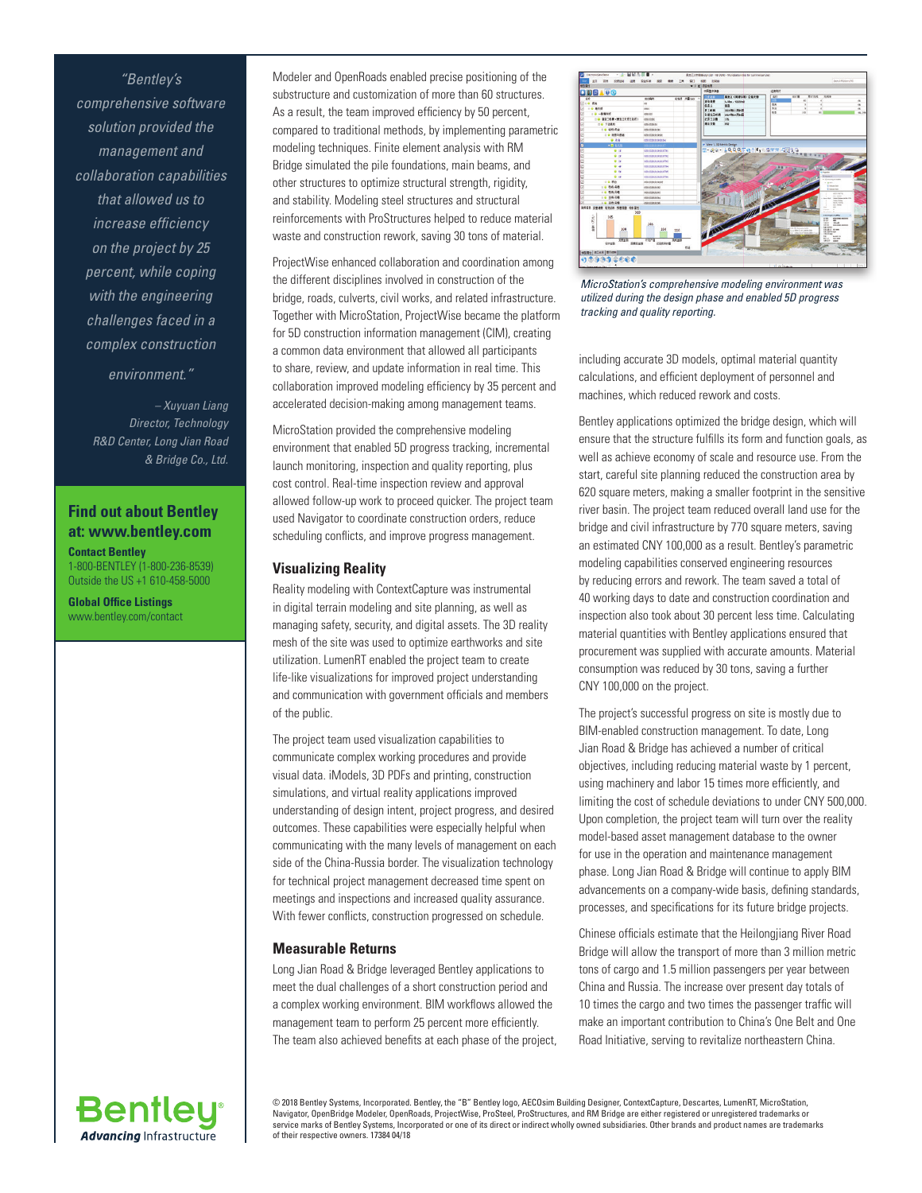*"Bentley's comprehensive software solution provided the management and collaboration capabilities that allowed us to increase efficiency on the project by 25 percent, while coping with the engineering challenges faced in a complex construction environment."*

*– Xuyuan Liang*
*Director, Technology*
*R&D Center, Long Jian Road & Bridge Co., Ltd.*

**Find out about Bentley at: www.bentley.com**

**Contact Bentley**
1-800-BENTLEY (1-800-236-8539)
Outside the US +1 610-458-5000

**Global Office Listings**
www.bentley.com/contact

Modeler and OpenRoads enabled precise positioning of the substructure and customization of more than 60 structures. As a result, the team improved efficiency by 50 percent, compared to traditional methods, by implementing parametric modeling techniques. Finite element analysis with RM Bridge simulated the pile foundations, main beams, and other structures to optimize structural strength, rigidity, and stability. Modeling steel structures and structural reinforcements with ProStructures helped to reduce material waste and construction rework, saving 30 tons of material.

ProjectWise enhanced collaboration and coordination among the different disciplines involved in construction of the bridge, roads, culverts, civil works, and related infrastructure. Together with MicroStation, ProjectWise became the platform for 5D construction information management (CIM), creating a common data environment that allowed all participants to share, review, and update information in real time. This collaboration improved modeling efficiency by 35 percent and accelerated decision-making among management teams.

MicroStation provided the comprehensive modeling environment that enabled 5D progress tracking, incremental launch monitoring, inspection and quality reporting, plus cost control. Real-time inspection review and approval allowed follow-up work to proceed quicker. The project team used Navigator to coordinate construction orders, reduce scheduling conflicts, and improve progress management.

## Visualizing Reality

Reality modeling with ContextCapture was instrumental in digital terrain modeling and site planning, as well as managing safety, security, and digital assets. The 3D reality mesh of the site was used to optimize earthworks and site utilization. LumenRT enabled the project team to create life-like visualizations for improved project understanding and communication with government officials and members of the public.

The project team used visualization capabilities to communicate complex working procedures and provide visual data. iModels, 3D PDFs and printing, construction simulations, and virtual reality applications improved understanding of design intent, project progress, and desired outcomes. These capabilities were especially helpful when communicating with the many levels of management on each side of the China-Russia border. The visualization technology for technical project management decreased time spent on meetings and inspections and increased quality assurance. With fewer conflicts, construction progressed on schedule.

## Measurable Returns

Long Jian Road & Bridge leveraged Bentley applications to meet the dual challenges of a short construction period and a complex working environment. BIM workflows allowed the management team to perform 25 percent more efficiently. The team also achieved benefits at each phase of the project,

*MicroStation's comprehensive modeling environment was utilized during the design phase and enabled 5D progress tracking and quality reporting.*

including accurate 3D models, optimal material quantity calculations, and efficient deployment of personnel and machines, which reduced rework and costs.

Bentley applications optimized the bridge design, which will ensure that the structure fulfills its form and function goals, as well as achieve economy of scale and resource use. From the start, careful site planning reduced the construction area by 620 square meters, making a smaller footprint in the sensitive river basin. The project team reduced overall land use for the bridge and civil infrastructure by 770 square meters, saving an estimated CNY 100,000 as a result. Bentley's parametric modeling capabilities conserved engineering resources by reducing errors and rework. The team saved a total of 40 working days to date and construction coordination and inspection also took about 30 percent less time. Calculating material quantities with Bentley applications ensured that procurement was supplied with accurate amounts. Material consumption was reduced by 30 tons, saving a further CNY 100,000 on the project.

The project's successful progress on site is mostly due to BIM-enabled construction management. To date, Long Jian Road & Bridge has achieved a number of critical objectives, including reducing material waste by 1 percent, using machinery and labor 15 times more efficiently, and limiting the cost of schedule deviations to under CNY 500,000. Upon completion, the project team will turn over the reality model-based asset management database to the owner for use in the operation and maintenance management phase. Long Jian Road & Bridge will continue to apply BIM advancements on a company-wide basis, defining standards, processes, and specifications for its future bridge projects.

Chinese officials estimate that the Heilongjiang River Road Bridge will allow the transport of more than 3 million metric tons of cargo and 1.5 million passengers per year between China and Russia. The increase over present day totals of 10 times the cargo and two times the passenger traffic will make an important contribution to China's One Belt and One Road Initiative, serving to revitalize northeastern China.

Bentley® *Advancing* Infrastructure

© 2018 Bentley Systems, Incorporated. Bentley, the "B" Bentley logo, AECOsim Building Designer, ContextCapture, Descartes, LumenRT, MicroStation, Navigator, OpenBridge Modeler, OpenRoads, ProjectWise, ProSteel, ProStructures, and RM Bridge are either registered or unregistered trademarks or service marks of Bentley Systems, Incorporated or one of its direct or indirect wholly owned subsidiaries. Other brands and product names are trademarks of their respective owners. 17384 04/18